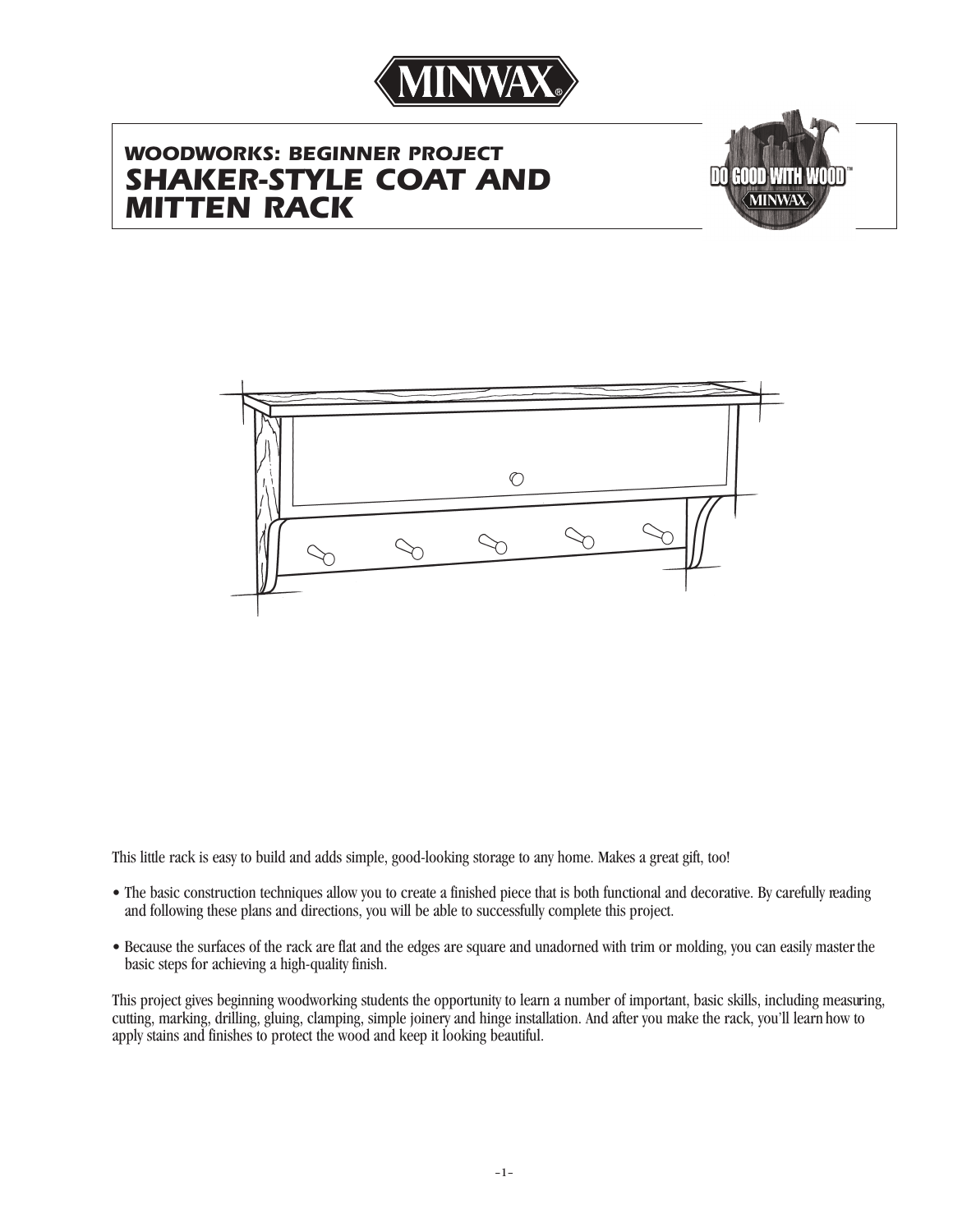# MINWAX

## WOODWORKS: BEGINNER PROJECT

# SHAKER-STYLE COAT AND MITTEN RACK

This little rack is easy to build and adds simple, good-looking storage to any home. Makes a great gift, too!

- The basic construction techniques allow you to create a finished piece that is both functional and decorative. By carefully reading and following these plans and directions, you will be able to successfully complete this project.
- Because the surfaces of the rack are flat and the edges are square and unadorned with trim or molding, you can easily master the basic steps for achieving a high-quality finish.

This project gives beginning woodworking students the opportunity to learn a number of important, basic skills, including measuring, cutting, marking, drilling, gluing, clamping, simple joinery and hinge installation. And after you make the rack, you'll learn how to apply stains and finishes to protect the wood and keep it looking beautiful.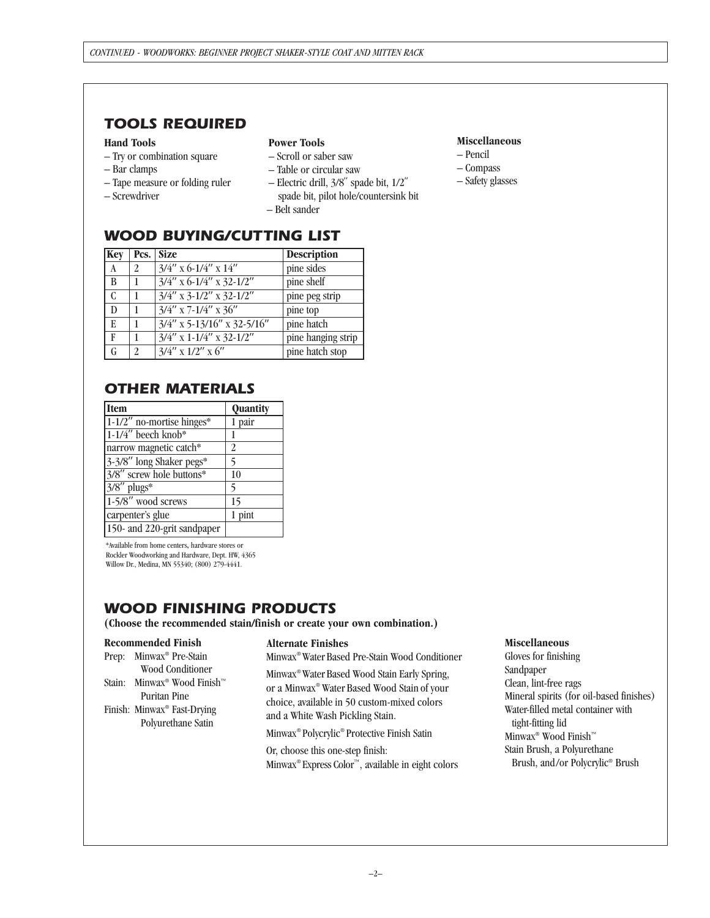## TOOLS REQUIRED

**Hand Tools**
- Try or combination square
- Bar clamps
- Tape measure or folding ruler
- Screwdriver

**Power Tools**
- Scroll or saber saw
- Table or circular saw
- Electric drill, 3/8″ spade bit, 1/2″ spade bit, pilot hole/countersink bit
- Belt sander

**Miscellaneous**
- Pencil
- Compass
- Safety glasses

## WOOD BUYING/CUTTING LIST

| Key | Pcs. | Size | Description |
|---|---|---|---|
| A | 2 | 3/4″ x 6-1/4″ x 14″ | pine sides |
| B | 1 | 3/4″ x 6-1/4″ x 32-1/2″ | pine shelf |
| C | 1 | 3/4″ x 3-1/2″ x 32-1/2″ | pine peg strip |
| D | 1 | 3/4″ x 7-1/4″ x 36″ | pine top |
| E | 1 | 3/4″ x 5-13/16″ x 32-5/16″ | pine hatch |
| F | 1 | 3/4″ x 1-1/4″ x 32-1/2″ | pine hanging strip |
| G | 2 | 3/4″ x 1/2″ x 6″ | pine hatch stop |

## OTHER MATERIALS

| Item | Quantity |
|---|---|
| 1-1/2″ no-mortise hinges* | 1 pair |
| 1-1/4″ beech knob* | 1 |
| narrow magnetic catch* | 2 |
| 3-3/8″ long Shaker pegs* | 5 |
| 3/8″ screw hole buttons* | 10 |
| 3/8″ plugs* | 5 |
| 1-5/8″ wood screws | 15 |
| carpenter's glue | 1 pint |
| 150- and 220-grit sandpaper | |

*Available from home centers, hardware stores or Rockler Woodworking and Hardware, Dept. HW, 4365 Willow Dr., Medina, MN 55340; (800) 279-4441.

## WOOD FINISHING PRODUCTS

**(Choose the recommended stain/finish or create your own combination.)**

**Recommended Finish**

Prep: Minwax® Pre-Stain Wood Conditioner

Stain: Minwax® Wood Finish™ Puritan Pine

Finish: Minwax® Fast-Drying Polyurethane Satin

**Alternate Finishes**

Minwax® Water Based Pre-Stain Wood Conditioner

Minwax® Water Based Wood Stain Early Spring, or a Minwax® Water Based Wood Stain of your choice, available in 50 custom-mixed colors and a White Wash Pickling Stain.

Minwax® Polycrylic® Protective Finish Satin

Or, choose this one-step finish:
Minwax® Express Color™, available in eight colors

**Miscellaneous**

Gloves for finishing
Sandpaper
Clean, lint-free rags
Mineral spirits (for oil-based finishes)
Water-filled metal container with tight-fitting lid
Minwax® Wood Finish™ Stain Brush, a Polyurethane Brush, and/or Polycrylic® Brush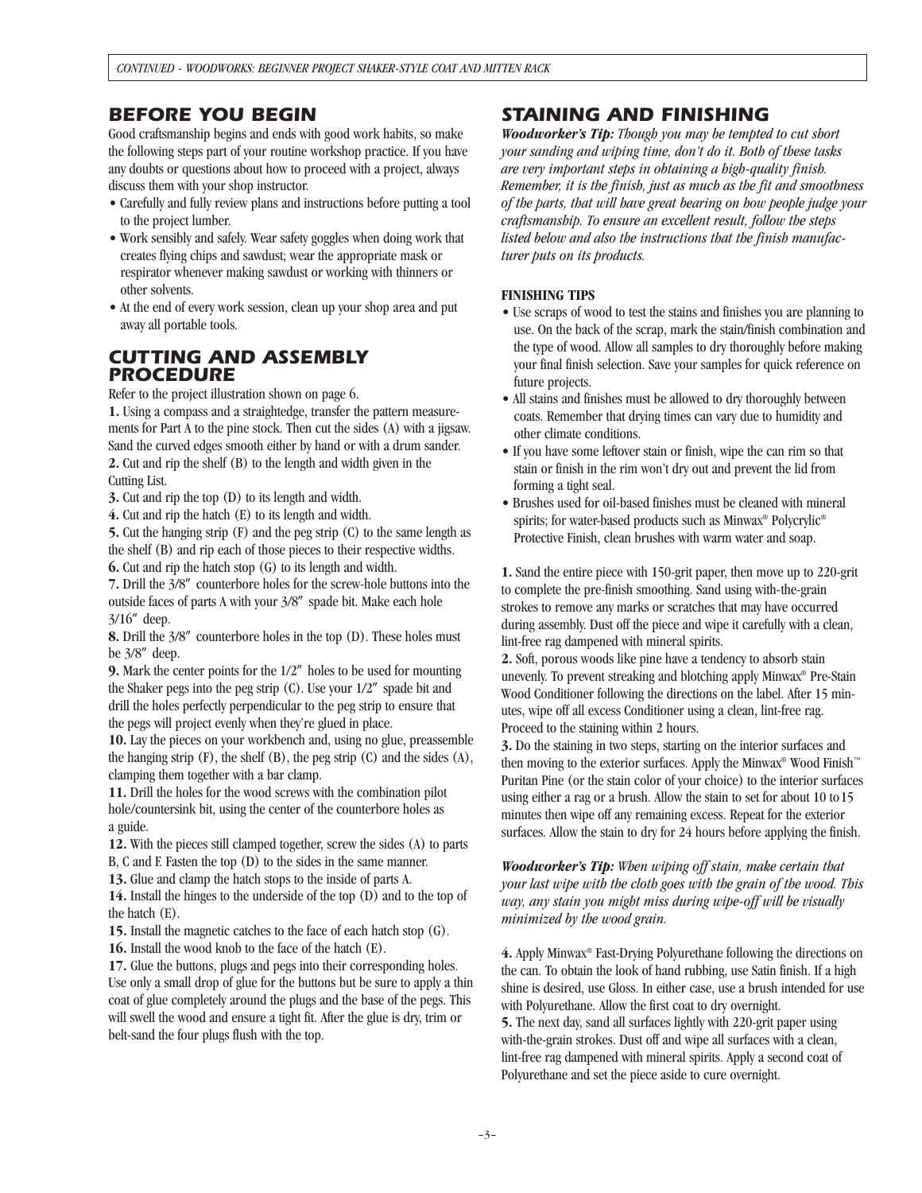## BEFORE YOU BEGIN

Good craftsmanship begins and ends with good work habits, so make the following steps part of your routine workshop practice. If you have any doubts or questions about how to proceed with a project, always discuss them with your shop instructor.

- Carefully and fully review plans and instructions before putting a tool to the project lumber.
- Work sensibly and safely. Wear safety goggles when doing work that creates flying chips and sawdust; wear the appropriate mask or respirator whenever making sawdust or working with thinners or other solvents.
- At the end of every work session, clean up your shop area and put away all portable tools.

## CUTTING AND ASSEMBLY PROCEDURE

Refer to the project illustration shown on page 6.

**1.** Using a compass and a straightedge, transfer the pattern measurements for Part A to the pine stock. Then cut the sides (A) with a jigsaw. Sand the curved edges smooth either by hand or with a drum sander.

**2.** Cut and rip the shelf (B) to the length and width given in the Cutting List.

**3.** Cut and rip the top (D) to its length and width.

**4.** Cut and rip the hatch (E) to its length and width.

**5.** Cut the hanging strip (F) and the peg strip (C) to the same length as the shelf (B) and rip each of those pieces to their respective widths.

**6.** Cut and rip the hatch stop (G) to its length and width.

**7.** Drill the 3/8″ counterbore holes for the screw-hole buttons into the outside faces of parts A with your 3/8″ spade bit. Make each hole 3/16″ deep.

**8.** Drill the 3/8″ counterbore holes in the top (D). These holes must be 3/8″ deep.

**9.** Mark the center points for the 1/2″ holes to be used for mounting the Shaker pegs into the peg strip (C). Use your 1/2″ spade bit and drill the holes perfectly perpendicular to the peg strip to ensure that the pegs will project evenly when they're glued in place.

**10.** Lay the pieces on your workbench and, using no glue, preassemble the hanging strip (F), the shelf (B), the peg strip (C) and the sides (A), clamping them together with a bar clamp.

**11.** Drill the holes for the wood screws with the combination pilot hole/countersink bit, using the center of the counterbore holes as a guide.

**12.** With the pieces still clamped together, screw the sides (A) to parts B, C and F. Fasten the top (D) to the sides in the same manner.

**13.** Glue and clamp the hatch stops to the inside of parts A.

**14.** Install the hinges to the underside of the top (D) and to the top of the hatch (E).

**15.** Install the magnetic catches to the face of each hatch stop (G).

**16.** Install the wood knob to the face of the hatch (E).

**17.** Glue the buttons, plugs and pegs into their corresponding holes. Use only a small drop of glue for the buttons but be sure to apply a thin coat of glue completely around the plugs and the base of the pegs. This will swell the wood and ensure a tight fit. After the glue is dry, trim or belt-sand the four plugs flush with the top.

## STAINING AND FINISHING

***Woodworker's Tip:*** *Though you may be tempted to cut short your sanding and wiping time, don't do it. Both of these tasks are very important steps in obtaining a high-quality finish. Remember, it is the finish, just as much as the fit and smoothness of the parts, that will have great bearing on how people judge your craftsmanship. To ensure an excellent result, follow the steps listed below and also the instructions that the finish manufacturer puts on its products.*

**FINISHING TIPS**

- Use scraps of wood to test the stains and finishes you are planning to use. On the back of the scrap, mark the stain/finish combination and the type of wood. Allow all samples to dry thoroughly before making your final finish selection. Save your samples for quick reference on future projects.
- All stains and finishes must be allowed to dry thoroughly between coats. Remember that drying times can vary due to humidity and other climate conditions.
- If you have some leftover stain or finish, wipe the can rim so that stain or finish in the rim won't dry out and prevent the lid from forming a tight seal.
- Brushes used for oil-based finishes must be cleaned with mineral spirits; for water-based products such as Minwax® Polycrylic® Protective Finish, clean brushes with warm water and soap.

**1.** Sand the entire piece with 150-grit paper, then move up to 220-grit to complete the pre-finish smoothing. Sand using with-the-grain strokes to remove any marks or scratches that may have occurred during assembly. Dust off the piece and wipe it carefully with a clean, lint-free rag dampened with mineral spirits.

**2.** Soft, porous woods like pine have a tendency to absorb stain unevenly. To prevent streaking and blotching apply Minwax® Pre-Stain Wood Conditioner following the directions on the label. After 15 minutes, wipe off all excess Conditioner using a clean, lint-free rag. Proceed to the staining within 2 hours.

**3.** Do the staining in two steps, starting on the interior surfaces and then moving to the exterior surfaces. Apply the Minwax® Wood Finish™ Puritan Pine (or the stain color of your choice) to the interior surfaces using either a rag or a brush. Allow the stain to set for about 10 to15 minutes then wipe off any remaining excess. Repeat for the exterior surfaces. Allow the stain to dry for 24 hours before applying the finish.

***Woodworker's Tip:*** *When wiping off stain, make certain that your last wipe with the cloth goes with the grain of the wood. This way, any stain you might miss during wipe-off will be visually minimized by the wood grain.*

**4.** Apply Minwax® Fast-Drying Polyurethane following the directions on the can. To obtain the look of hand rubbing, use Satin finish. If a high shine is desired, use Gloss. In either case, use a brush intended for use with Polyurethane. Allow the first coat to dry overnight.

**5.** The next day, sand all surfaces lightly with 220-grit paper using with-the-grain strokes. Dust off and wipe all surfaces with a clean, lint-free rag dampened with mineral spirits. Apply a second coat of Polyurethane and set the piece aside to cure overnight.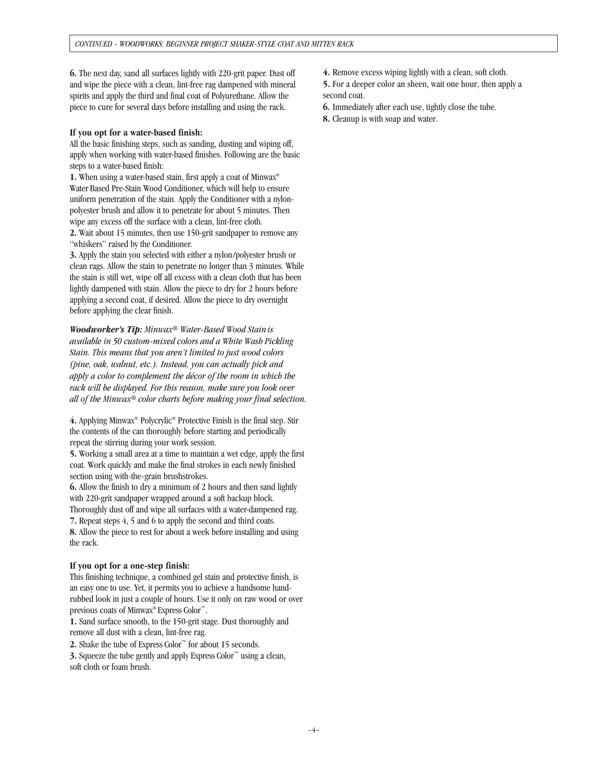6. The next day, sand all surfaces lightly with 220-grit paper. Dust off and wipe the piece with a clean, lint-free rag dampened with mineral spirits and apply the third and final coat of Polyurethane. Allow the piece to cure for several days before installing and using the rack.

**If you opt for a water-based finish:**

All the basic finishing steps, such as sanding, dusting and wiping off, apply when working with water-based finishes. Following are the basic steps to a water-based finish:

**1.** When using a water-based stain, first apply a coat of Minwax® Water Based Pre-Stain Wood Conditioner, which will help to ensure uniform penetration of the stain. Apply the Conditioner with a nylon-polyester brush and allow it to penetrate for about 5 minutes. Then wipe any excess off the surface with a clean, lint-free cloth.

**2.** Wait about 15 minutes, then use 150-grit sandpaper to remove any "whiskers" raised by the Conditioner.

**3.** Apply the stain you selected with either a nylon/polyester brush or clean rags. Allow the stain to penetrate no longer than 3 minutes. While the stain is still wet, wipe off all excess with a clean cloth that has been lightly dampened with stain. Allow the piece to dry for 2 hours before applying a second coat, if desired. Allow the piece to dry overnight before applying the clear finish.

***Woodworker's Tip:*** *Minwax® Water-Based Wood Stain is available in 50 custom-mixed colors and a White Wash Pickling Stain. This means that you aren't limited to just wood colors (pine, oak, walnut, etc.). Instead, you can actually pick and apply a color to complement the décor of the room in which the rack will be displayed. For this reason, make sure you look over all of the Minwax® color charts before making your final selection.*

**4.** Applying Minwax® Polycrylic® Protective Finish is the final step. Stir the contents of the can thoroughly before starting and periodically repeat the stirring during your work session.

**5.** Working a small area at a time to maintain a wet edge, apply the first coat. Work quickly and make the final strokes in each newly finished section using with-the-grain brushstrokes.

**6.** Allow the finish to dry a minimum of 2 hours and then sand lightly with 220-grit sandpaper wrapped around a soft backup block. Thoroughly dust off and wipe all surfaces with a water-dampened rag.

**7.** Repeat steps 4, 5 and 6 to apply the second and third coats.

**8.** Allow the piece to rest for about a week before installing and using the rack.

**If you opt for a one-step finish:**

This finishing technique, a combined gel stain and protective finish, is an easy one to use. Yet, it permits you to achieve a handsome hand-rubbed look in just a couple of hours. Use it only on raw wood or over previous coats of Minwax® Express Color™.

**1.** Sand surface smooth, to the 150-grit stage. Dust thoroughly and remove all dust with a clean, lint-free rag.

**2.** Shake the tube of Express Color™ for about 15 seconds.

**3.** Squeeze the tube gently and apply Express Color™ using a clean, soft cloth or foam brush.

**4.** Remove excess wiping lightly with a clean, soft cloth.

**5.** For a deeper color an sheen, wait one hour, then apply a second coat.

**6.** Immediately after each use, tightly close the tube.

**8.** Cleanup is with soap and water.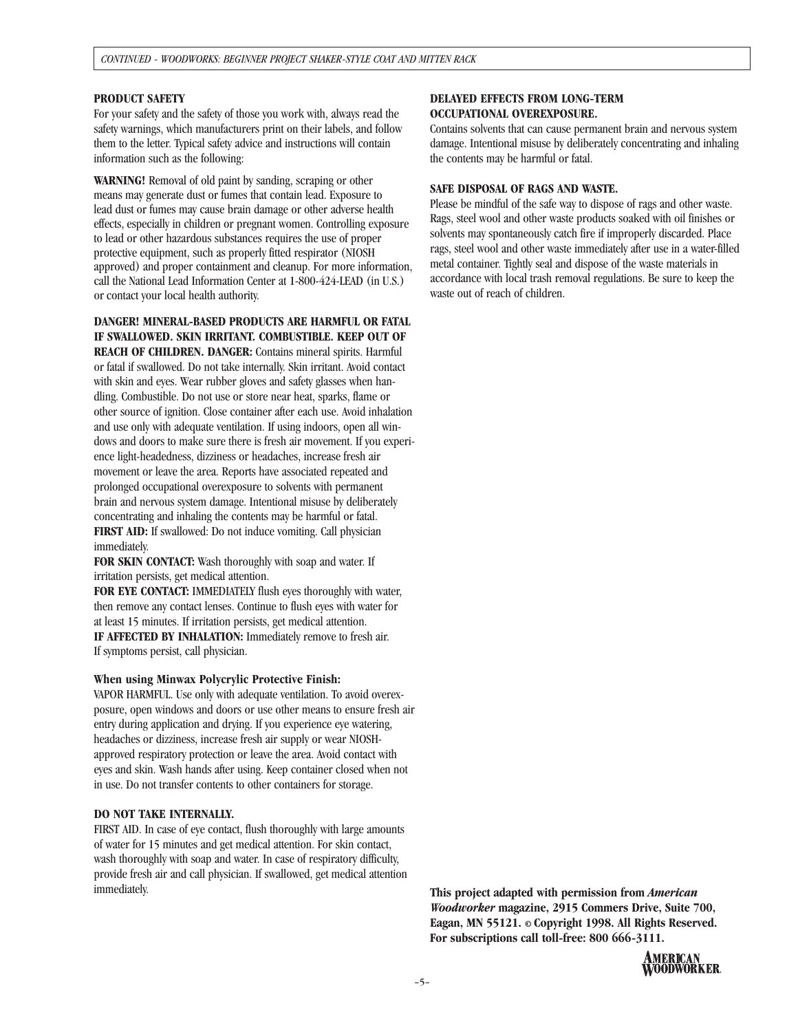**PRODUCT SAFETY**

For your safety and the safety of those you work with, always read the safety warnings, which manufacturers print on their labels, and follow them to the letter. Typical safety advice and instructions will contain information such as the following:

**WARNING!** Removal of old paint by sanding, scraping or other means may generate dust or fumes that contain lead. Exposure to lead dust or fumes may cause brain damage or other adverse health effects, especially in children or pregnant women. Controlling exposure to lead or other hazardous substances requires the use of proper protective equipment, such as properly fitted respirator (NIOSH approved) and proper containment and cleanup. For more information, call the National Lead Information Center at 1-800-424-LEAD (in U.S.) or contact your local health authority.

**DANGER! MINERAL-BASED PRODUCTS ARE HARMFUL OR FATAL IF SWALLOWED. SKIN IRRITANT. COMBUSTIBLE. KEEP OUT OF REACH OF CHILDREN. DANGER:** Contains mineral spirits. Harmful or fatal if swallowed. Do not take internally. Skin irritant. Avoid contact with skin and eyes. Wear rubber gloves and safety glasses when handling. Combustible. Do not use or store near heat, sparks, flame or other source of ignition. Close container after each use. Avoid inhalation and use only with adequate ventilation. If using indoors, open all windows and doors to make sure there is fresh air movement. If you experience light-headedness, dizziness or headaches, increase fresh air movement or leave the area. Reports have associated repeated and prolonged occupational overexposure to solvents with permanent brain and nervous system damage. Intentional misuse by deliberately concentrating and inhaling the contents may be harmful or fatal.
**FIRST AID:** If swallowed: Do not induce vomiting. Call physician immediately.
**FOR SKIN CONTACT:** Wash thoroughly with soap and water. If irritation persists, get medical attention.
**FOR EYE CONTACT:** IMMEDIATELY flush eyes thoroughly with water, then remove any contact lenses. Continue to flush eyes with water for at least 15 minutes. If irritation persists, get medical attention.
**IF AFFECTED BY INHALATION:** Immediately remove to fresh air. If symptoms persist, call physician.

**When using Minwax Polycrylic Protective Finish:**

VAPOR HARMFUL. Use only with adequate ventilation. To avoid overexposure, open windows and doors or use other means to ensure fresh air entry during application and drying. If you experience eye watering, headaches or dizziness, increase fresh air supply or wear NIOSH-approved respiratory protection or leave the area. Avoid contact with eyes and skin. Wash hands after using. Keep container closed when not in use. Do not transfer contents to other containers for storage.

**DO NOT TAKE INTERNALLY.**

FIRST AID. In case of eye contact, flush thoroughly with large amounts of water for 15 minutes and get medical attention. For skin contact, wash thoroughly with soap and water. In case of respiratory difficulty, provide fresh air and call physician. If swallowed, get medical attention immediately.

**DELAYED EFFECTS FROM LONG-TERM OCCUPATIONAL OVEREXPOSURE.**

Contains solvents that can cause permanent brain and nervous system damage. Intentional misuse by deliberately concentrating and inhaling the contents may be harmful or fatal.

**SAFE DISPOSAL OF RAGS AND WASTE.**

Please be mindful of the safe way to dispose of rags and other waste. Rags, steel wool and other waste products soaked with oil finishes or solvents may spontaneously catch fire if improperly discarded. Place rags, steel wool and other waste immediately after use in a water-filled metal container. Tightly seal and dispose of the waste materials in accordance with local trash removal regulations. Be sure to keep the waste out of reach of children.

**This project adapted with permission from *American Woodworker* magazine, 2915 Commers Drive, Suite 700, Eagan, MN 55121. © Copyright 1998. All Rights Reserved. For subscriptions call toll-free: 800 666-3111.**

AMERICAN WOODWORKER.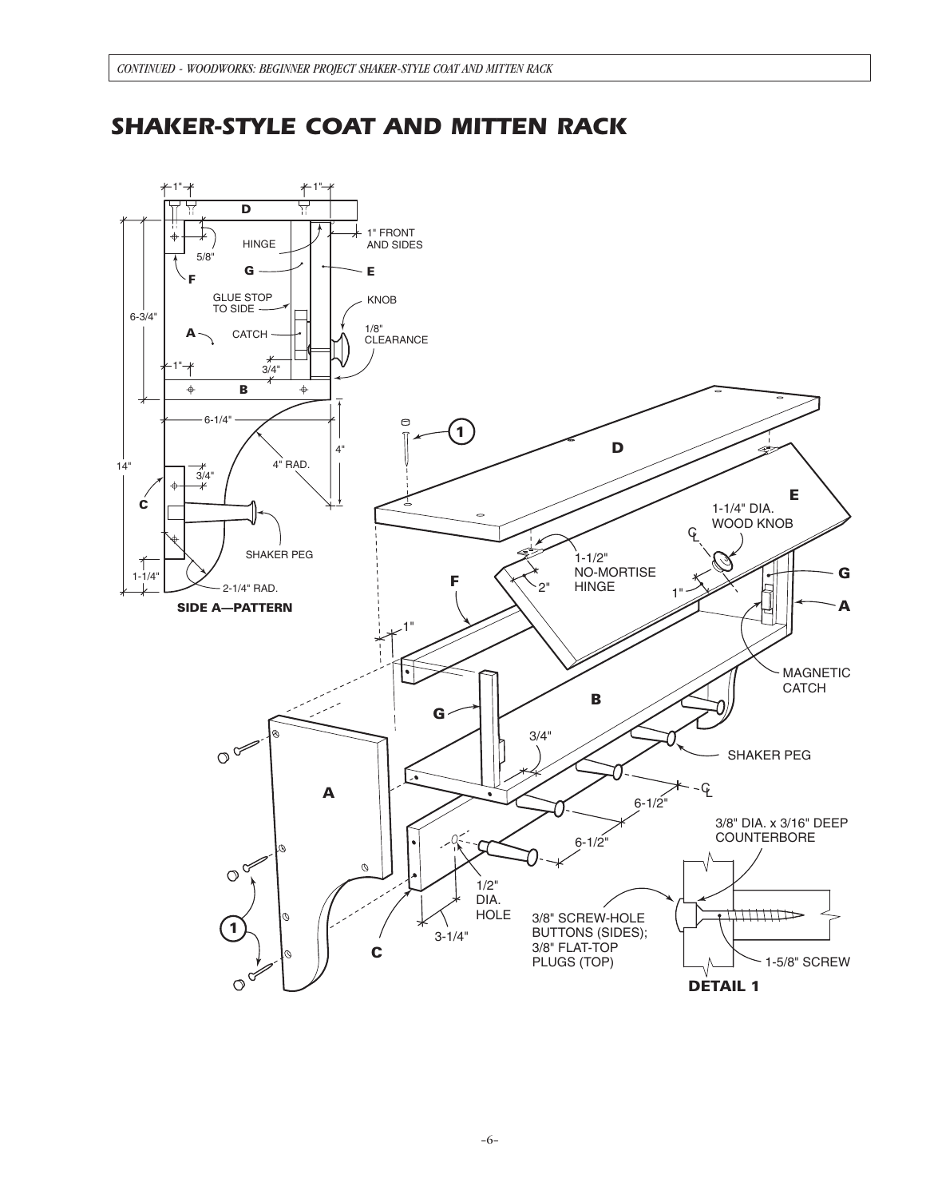# SHAKER-STYLE COAT AND MITTEN RACK

1"
1"
D
HINGE
1" FRONT AND SIDES
5/8"
G
E
F
GLUE STOP TO SIDE
KNOB
6-3/4"
A
CATCH
1/8" CLEARANCE
1"
3/4"
B
6-1/4"
4"
14"
4" RAD.
3/4"
C
SHAKER PEG
1-1/4"
2-1/4" RAD.

**SIDE A—PATTERN**

1
D
E
1-1/4" DIA. WOOD KNOB
CL
1-1/2" NO-MORTISE HINGE
G
F
2"
1"
A
1"
MAGNETIC CATCH
B
G
3/4"
SHAKER PEG
A
CL
6-1/2"
3/8" DIA. x 3/16" DEEP COUNTERBORE
6-1/2"
1/2" DIA. HOLE
1
3/8" SCREW-HOLE BUTTONS (SIDES); 3/8" FLAT-TOP PLUGS (TOP)
3-1/4"
C
1-5/8" SCREW

**DETAIL 1**